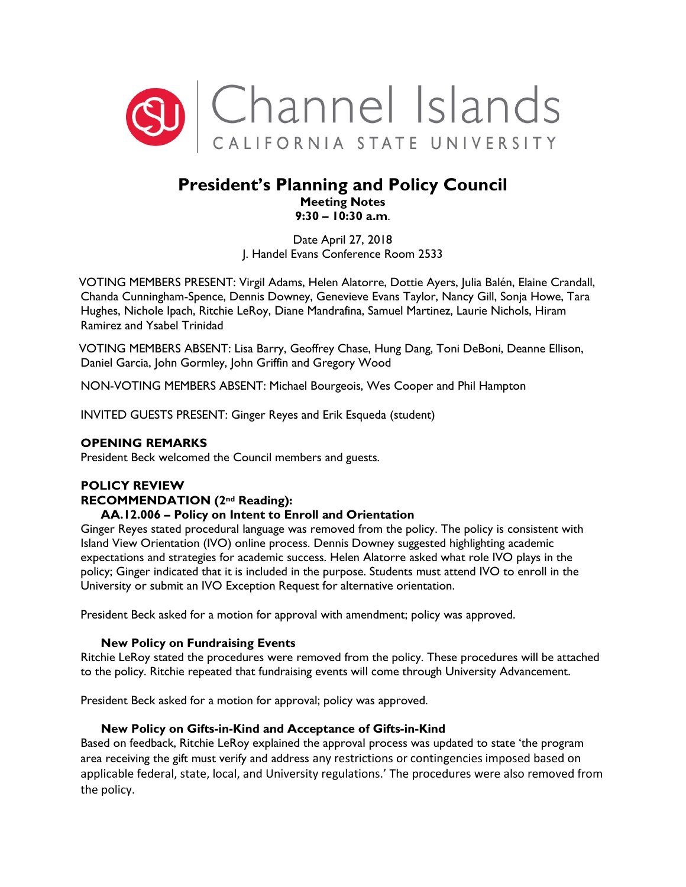Channel Islands
CALIFORNIA STATE UNIVERSITY

# President's Planning and Policy Council

**Meeting Notes**
**9:30 – 10:30 a.m.**

Date April 27, 2018
J. Handel Evans Conference Room 2533

VOTING MEMBERS PRESENT: Virgil Adams, Helen Alatorre, Dottie Ayers, Julia Balén, Elaine Crandall, Chanda Cunningham-Spence, Dennis Downey, Genevieve Evans Taylor, Nancy Gill, Sonja Howe, Tara Hughes, Nichole Ipach, Ritchie LeRoy, Diane Mandrafina, Samuel Martinez, Laurie Nichols, Hiram Ramirez and Ysabel Trinidad

VOTING MEMBERS ABSENT: Lisa Barry, Geoffrey Chase, Hung Dang, Toni DeBoni, Deanne Ellison, Daniel Garcia, John Gormley, John Griffin and Gregory Wood

NON-VOTING MEMBERS ABSENT: Michael Bourgeois, Wes Cooper and Phil Hampton

INVITED GUESTS PRESENT: Ginger Reyes and Erik Esqueda (student)

## OPENING REMARKS

President Beck welcomed the Council members and guests.

## POLICY REVIEW

## RECOMMENDATION (2nd Reading):

### AA.12.006 – Policy on Intent to Enroll and Orientation

Ginger Reyes stated procedural language was removed from the policy. The policy is consistent with Island View Orientation (IVO) online process. Dennis Downey suggested highlighting academic expectations and strategies for academic success. Helen Alatorre asked what role IVO plays in the policy; Ginger indicated that it is included in the purpose. Students must attend IVO to enroll in the University or submit an IVO Exception Request for alternative orientation.

President Beck asked for a motion for approval with amendment; policy was approved.

### New Policy on Fundraising Events

Ritchie LeRoy stated the procedures were removed from the policy. These procedures will be attached to the policy. Ritchie repeated that fundraising events will come through University Advancement.

President Beck asked for a motion for approval; policy was approved.

### New Policy on Gifts-in-Kind and Acceptance of Gifts-in-Kind

Based on feedback, Ritchie LeRoy explained the approval process was updated to state 'the program area receiving the gift must verify and address any restrictions or contingencies imposed based on applicable federal, state, local, and University regulations.' The procedures were also removed from the policy.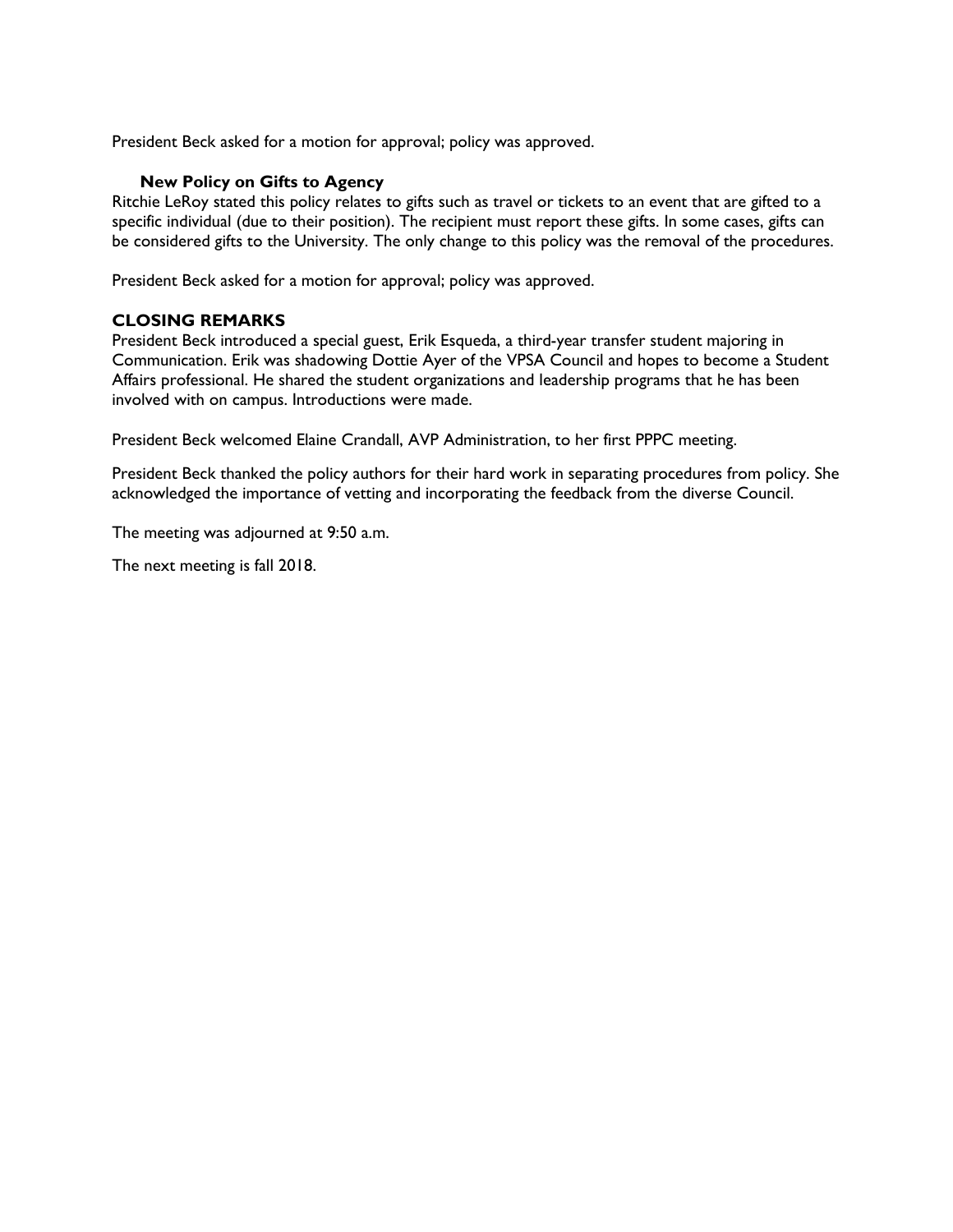President Beck asked for a motion for approval; policy was approved.

### New Policy on Gifts to Agency

Ritchie LeRoy stated this policy relates to gifts such as travel or tickets to an event that are gifted to a specific individual (due to their position). The recipient must report these gifts. In some cases, gifts can be considered gifts to the University. The only change to this policy was the removal of the procedures.

President Beck asked for a motion for approval; policy was approved.

## CLOSING REMARKS

President Beck introduced a special guest, Erik Esqueda, a third-year transfer student majoring in Communication. Erik was shadowing Dottie Ayer of the VPSA Council and hopes to become a Student Affairs professional. He shared the student organizations and leadership programs that he has been involved with on campus. Introductions were made.

President Beck welcomed Elaine Crandall, AVP Administration, to her first PPPC meeting.

President Beck thanked the policy authors for their hard work in separating procedures from policy. She acknowledged the importance of vetting and incorporating the feedback from the diverse Council.

The meeting was adjourned at 9:50 a.m.

The next meeting is fall 2018.